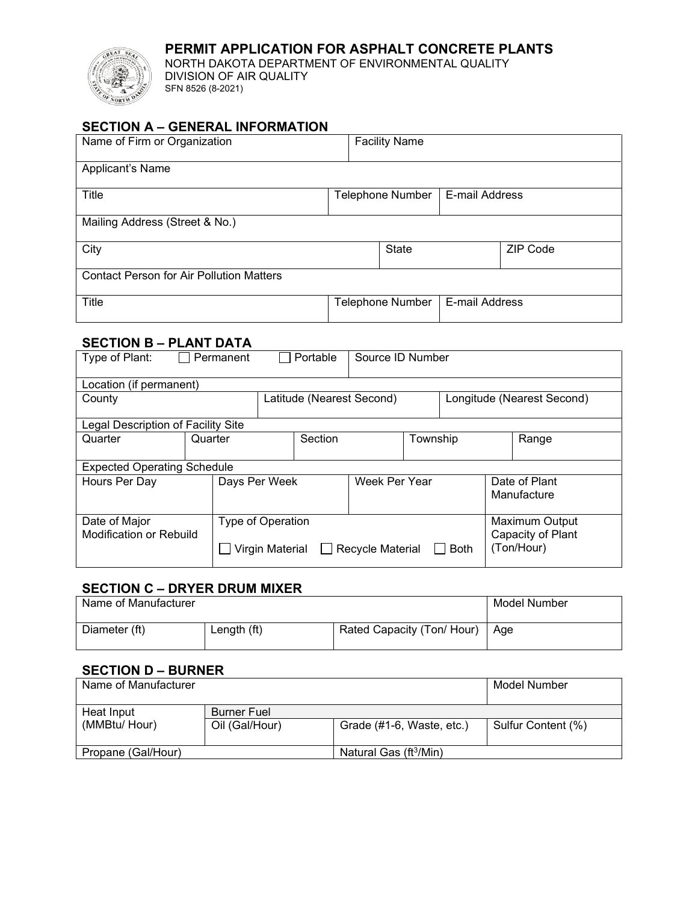# PERMIT APPLICATION FOR ASPHALT CONCRETE PLANTS

NORTH DAKOTA DEPARTMENT OF ENVIRONMENTAL QUALITY
DIVISION OF AIR QUALITY
SFN 8526 (8-2021)

## SECTION A – GENERAL INFORMATION

| Name of Firm or Organization | | Facility Name | |
|---|---|---|---|
| Applicant's Name | | | |
| Title | Telephone Number | E-mail Address | |
| Mailing Address (Street & No.) | | | |
| City | State | ZIP Code | |
| Contact Person for Air Pollution Matters | | | |
| Title | Telephone Number | E-mail Address | |

## SECTION B – PLANT DATA

| Type of Plant: ☐ Permanent ☐ Portable | | | Source ID Number | | |
|---|---|---|---|---|---|
| Location (if permanent) | | | | | |
| County | | Latitude (Nearest Second) | | Longitude (Nearest Second) | |
| Legal Description of Facility Site | | | | | |
| Quarter | Quarter | Section | Township | Range | |
| Expected Operating Schedule | | | | | |
| Hours Per Day | Days Per Week | Week Per Year | Date of Plant Manufacture | | |
| Date of Major Modification or Rebuild | Type of Operation ☐ Virgin Material ☐ Recycle Material ☐ Both | | Maximum Output Capacity of Plant (Ton/Hour) | | |

## SECTION C – DRYER DRUM MIXER

| Name of Manufacturer | | | Model Number |
|---|---|---|---|
| Diameter (ft) | Length (ft) | Rated Capacity (Ton/ Hour) | Age |

## SECTION D – BURNER

| Name of Manufacturer | | | Model Number |
|---|---|---|---|
| Heat Input (MMBtu/ Hour) | Burner Fuel | | |
| | Oil (Gal/Hour) | Grade (#1-6, Waste, etc.) | Sulfur Content (%) |
| Propane (Gal/Hour) | | Natural Gas ($ft^3$/Min) | |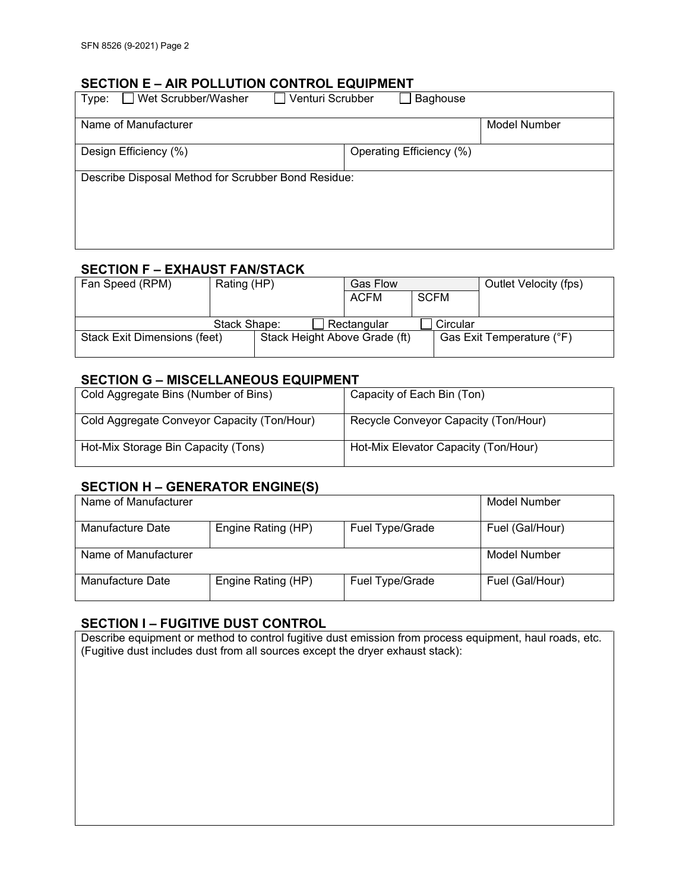## SECTION E – AIR POLLUTION CONTROL EQUIPMENT

| Type: ☐ Wet Scrubber/Washer ☐ Venturi Scrubber ☐ Baghouse | | |
|---|---|---|
| Name of Manufacturer | | Model Number |
| Design Efficiency (%) | Operating Efficiency (%) | |
| Describe Disposal Method for Scrubber Bond Residue: | | |

## SECTION F – EXHAUST FAN/STACK

| Fan Speed (RPM) | Rating (HP) | Gas Flow | | Outlet Velocity (fps) |
|---|---|---|---|---|
| | | ACFM | SCFM | |
| Stack Shape: ☐ Rectangular ☐ Circular | | | | |
| Stack Exit Dimensions (feet) | Stack Height Above Grade (ft) | | Gas Exit Temperature (°F) | |

## SECTION G – MISCELLANEOUS EQUIPMENT

| Cold Aggregate Bins (Number of Bins) | Capacity of Each Bin (Ton) |
|---|---|
| Cold Aggregate Conveyor Capacity (Ton/Hour) | Recycle Conveyor Capacity (Ton/Hour) |
| Hot-Mix Storage Bin Capacity (Tons) | Hot-Mix Elevator Capacity (Ton/Hour) |

## SECTION H – GENERATOR ENGINE(S)

| Name of Manufacturer | | | Model Number |
|---|---|---|---|
| Manufacture Date | Engine Rating (HP) | Fuel Type/Grade | Fuel (Gal/Hour) |
| Name of Manufacturer | | | Model Number |
| Manufacture Date | Engine Rating (HP) | Fuel Type/Grade | Fuel (Gal/Hour) |

## SECTION I – FUGITIVE DUST CONTROL

Describe equipment or method to control fugitive dust emission from process equipment, haul roads, etc. (Fugitive dust includes dust from all sources except the dryer exhaust stack):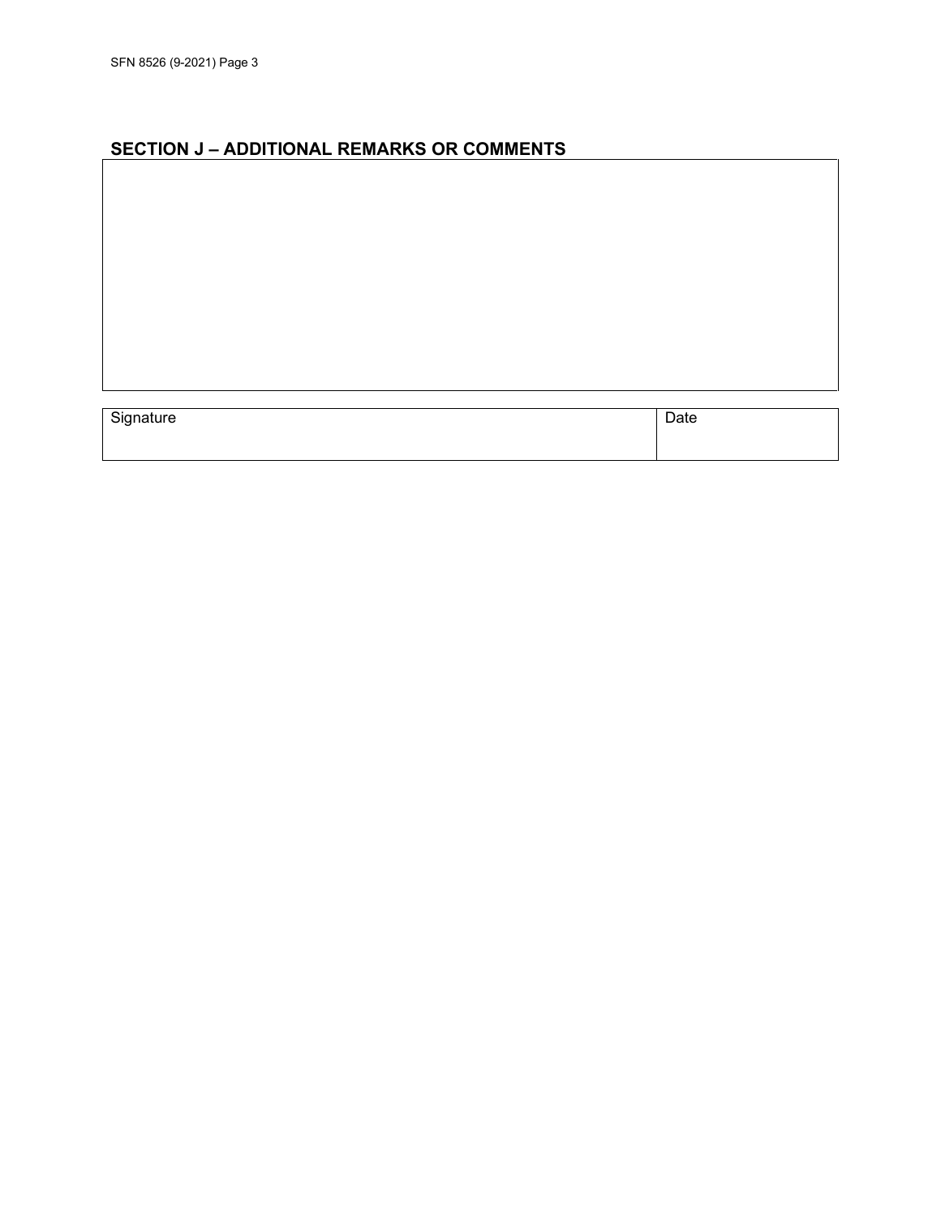## SECTION J – ADDITIONAL REMARKS OR COMMENTS

| |
|---|
| |

| Signature | Date |
|---|---|
| | |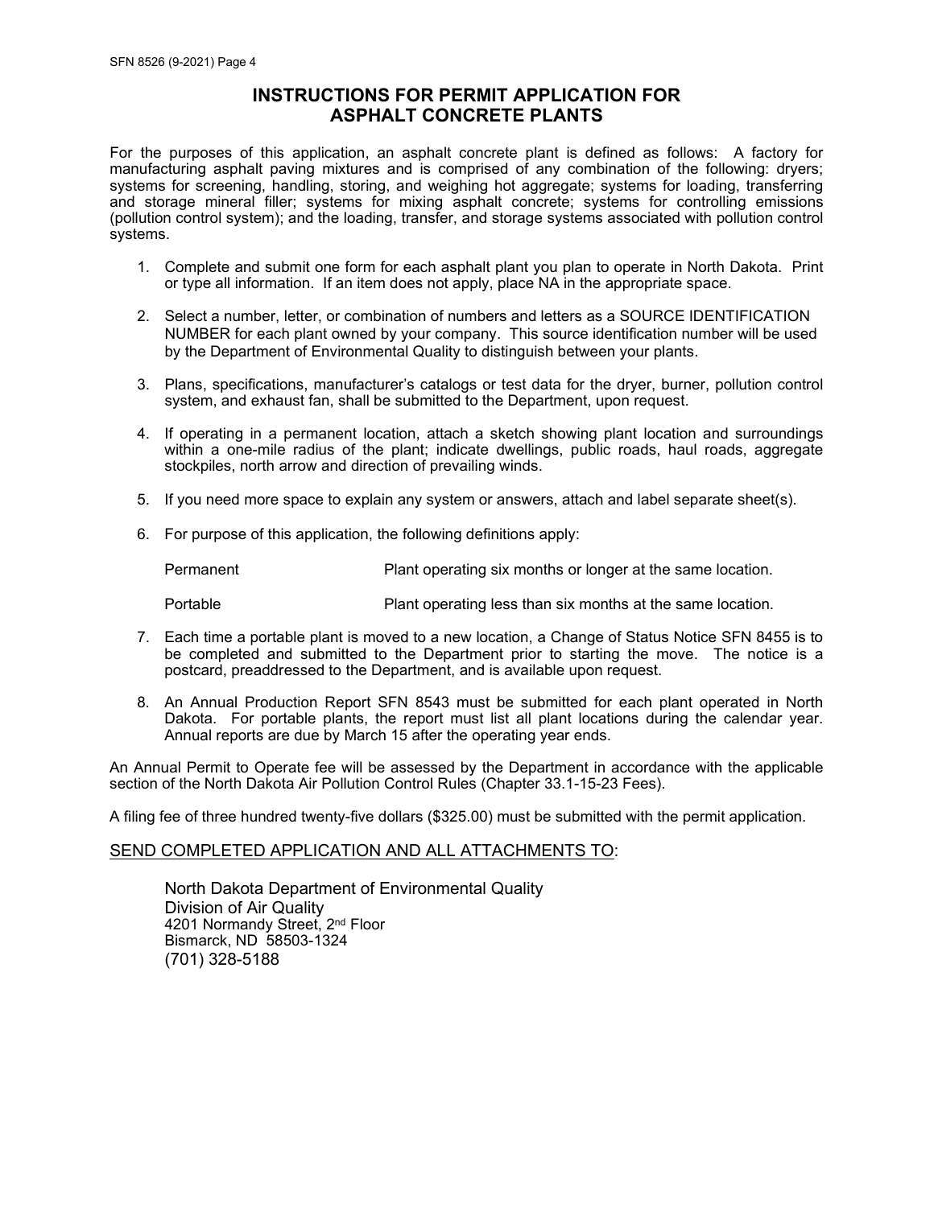# INSTRUCTIONS FOR PERMIT APPLICATION FOR ASPHALT CONCRETE PLANTS

For the purposes of this application, an asphalt concrete plant is defined as follows: A factory for manufacturing asphalt paving mixtures and is comprised of any combination of the following: dryers; systems for screening, handling, storing, and weighing hot aggregate; systems for loading, transferring and storage mineral filler; systems for mixing asphalt concrete; systems for controlling emissions (pollution control system); and the loading, transfer, and storage systems associated with pollution control systems.

1. Complete and submit one form for each asphalt plant you plan to operate in North Dakota. Print or type all information. If an item does not apply, place NA in the appropriate space.

2. Select a number, letter, or combination of numbers and letters as a SOURCE IDENTIFICATION NUMBER for each plant owned by your company. This source identification number will be used by the Department of Environmental Quality to distinguish between your plants.

3. Plans, specifications, manufacturer's catalogs or test data for the dryer, burner, pollution control system, and exhaust fan, shall be submitted to the Department, upon request.

4. If operating in a permanent location, attach a sketch showing plant location and surroundings within a one-mile radius of the plant; indicate dwellings, public roads, haul roads, aggregate stockpiles, north arrow and direction of prevailing winds.

5. If you need more space to explain any system or answers, attach and label separate sheet(s).

6. For purpose of this application, the following definitions apply:

   Permanent — Plant operating six months or longer at the same location.

   Portable — Plant operating less than six months at the same location.

7. Each time a portable plant is moved to a new location, a Change of Status Notice SFN 8455 is to be completed and submitted to the Department prior to starting the move. The notice is a postcard, preaddressed to the Department, and is available upon request.

8. An Annual Production Report SFN 8543 must be submitted for each plant operated in North Dakota. For portable plants, the report must list all plant locations during the calendar year. Annual reports are due by March 15 after the operating year ends.

An Annual Permit to Operate fee will be assessed by the Department in accordance with the applicable section of the North Dakota Air Pollution Control Rules (Chapter 33.1-15-23 Fees).

A filing fee of three hundred twenty-five dollars ($325.00) must be submitted with the permit application.

SEND COMPLETED APPLICATION AND ALL ATTACHMENTS TO:

North Dakota Department of Environmental Quality
Division of Air Quality
4201 Normandy Street, 2nd Floor
Bismarck, ND 58503-1324
(701) 328-5188